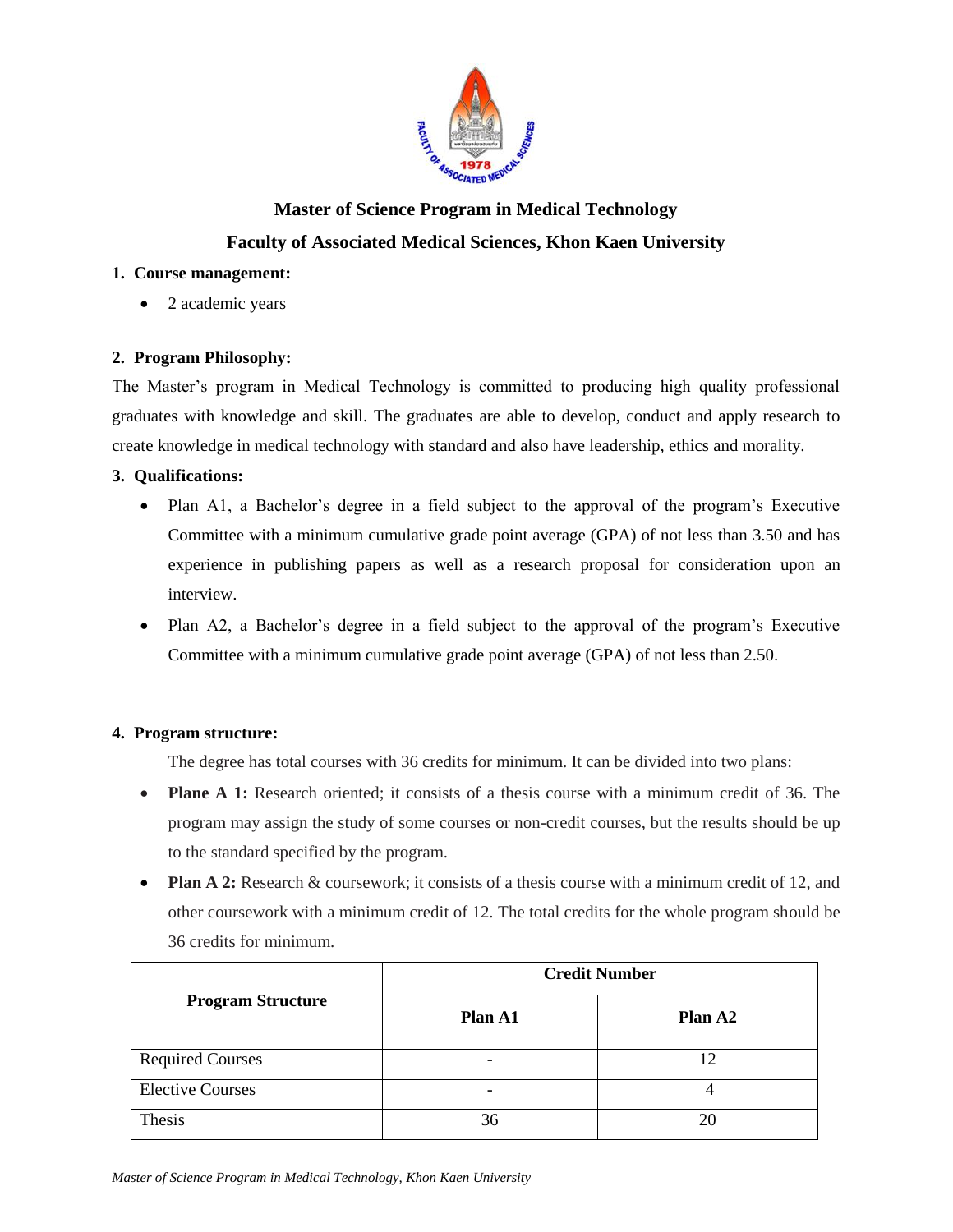# Master of Science Program in Medical Technology

## Faculty of Associated Medical Sciences, Khon Kaen University

### 1. Course management:

- 2 academic years

### 2. Program Philosophy:

The Master's program in Medical Technology is committed to producing high quality professional graduates with knowledge and skill. The graduates are able to develop, conduct and apply research to create knowledge in medical technology with standard and also have leadership, ethics and morality.

### 3. Qualifications:

- Plan A1, a Bachelor's degree in a field subject to the approval of the program's Executive Committee with a minimum cumulative grade point average (GPA) of not less than 3.50 and has experience in publishing papers as well as a research proposal for consideration upon an interview.
- Plan A2, a Bachelor's degree in a field subject to the approval of the program's Executive Committee with a minimum cumulative grade point average (GPA) of not less than 2.50.

### 4. Program structure:

The degree has total courses with 36 credits for minimum. It can be divided into two plans:

- **Plane A 1:** Research oriented; it consists of a thesis course with a minimum credit of 36. The program may assign the study of some courses or non-credit courses, but the results should be up to the standard specified by the program.
- **Plan A 2:** Research & coursework; it consists of a thesis course with a minimum credit of 12, and other coursework with a minimum credit of 12. The total credits for the whole program should be 36 credits for minimum.

| Program Structure | Credit Number | |
|---|---|---|
| | Plan A1 | Plan A2 |
| Required Courses | - | 12 |
| Elective Courses | - | 4 |
| Thesis | 36 | 20 |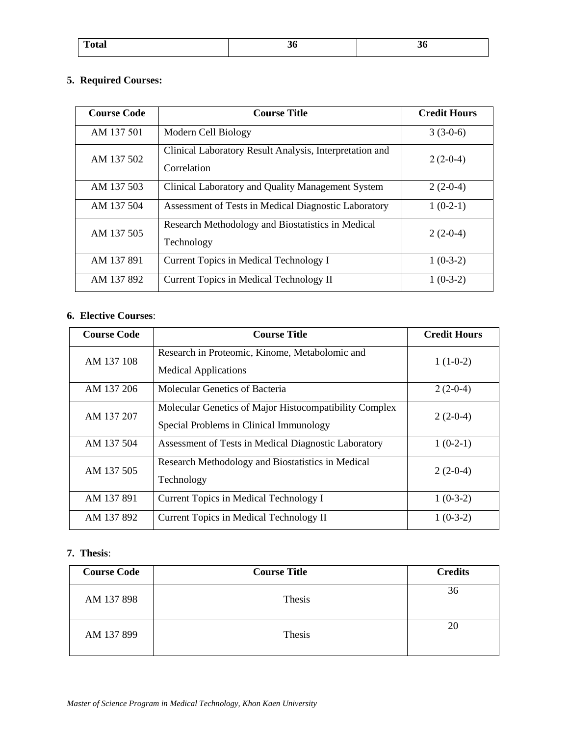| Total | 36 | 36 |
|---|---|---|

**5. Required Courses:**

| Course Code | Course Title | Credit Hours |
|---|---|---|
| AM 137 501 | Modern Cell Biology | 3 (3-0-6) |
| AM 137 502 | Clinical Laboratory Result Analysis, Interpretation and Correlation | 2 (2-0-4) |
| AM 137 503 | Clinical Laboratory and Quality Management System | 2 (2-0-4) |
| AM 137 504 | Assessment of Tests in Medical Diagnostic Laboratory | 1 (0-2-1) |
| AM 137 505 | Research Methodology and Biostatistics in Medical Technology | 2 (2-0-4) |
| AM 137 891 | Current Topics in Medical Technology I | 1 (0-3-2) |
| AM 137 892 | Current Topics in Medical Technology II | 1 (0-3-2) |

**6. Elective Courses**:

| Course Code | Course Title | Credit Hours |
|---|---|---|
| AM 137 108 | Research in Proteomic, Kinome, Metabolomic and Medical Applications | 1 (1-0-2) |
| AM 137 206 | Molecular Genetics of Bacteria | 2 (2-0-4) |
| AM 137 207 | Molecular Genetics of Major Histocompatibility Complex Special Problems in Clinical Immunology | 2 (2-0-4) |
| AM 137 504 | Assessment of Tests in Medical Diagnostic Laboratory | 1 (0-2-1) |
| AM 137 505 | Research Methodology and Biostatistics in Medical Technology | 2 (2-0-4) |
| AM 137 891 | Current Topics in Medical Technology I | 1 (0-3-2) |
| AM 137 892 | Current Topics in Medical Technology II | 1 (0-3-2) |

**7. Thesis**:

| Course Code | Course Title | Credits |
|---|---|---|
| AM 137 898 | Thesis | 36 |
| AM 137 899 | Thesis | 20 |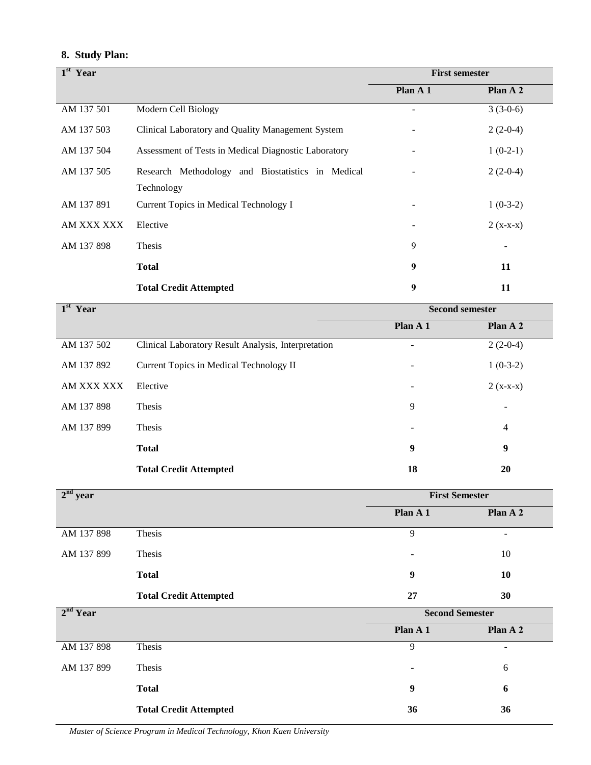## 8. Study Plan:

| 1st Year | | First semester | |
|---|---|---|---|
| | | Plan A 1 | Plan A 2 |
| AM 137 501 | Modern Cell Biology | - | 3 (3-0-6) |
| AM 137 503 | Clinical Laboratory and Quality Management System | - | 2 (2-0-4) |
| AM 137 504 | Assessment of Tests in Medical Diagnostic Laboratory | - | 1 (0-2-1) |
| AM 137 505 | Research Methodology and Biostatistics in Medical Technology | - | 2 (2-0-4) |
| AM 137 891 | Current Topics in Medical Technology I | - | 1 (0-3-2) |
| AM XXX XXX | Elective | - | 2 (x-x-x) |
| AM 137 898 | Thesis | 9 | - |
| | **Total** | **9** | **11** |
| | **Total Credit Attempted** | **9** | **11** |

| 1st Year | | Second semester | |
|---|---|---|---|
| | | Plan A 1 | Plan A 2 |
| AM 137 502 | Clinical Laboratory Result Analysis, Interpretation | - | 2 (2-0-4) |
| AM 137 892 | Current Topics in Medical Technology II | - | 1 (0-3-2) |
| AM XXX XXX | Elective | - | 2 (x-x-x) |
| AM 137 898 | Thesis | 9 | - |
| AM 137 899 | Thesis | - | 4 |
| | **Total** | **9** | **9** |
| | **Total Credit Attempted** | **18** | **20** |

| 2nd year | | First Semester | |
|---|---|---|---|
| | | Plan A 1 | Plan A 2 |
| AM 137 898 | Thesis | 9 | - |
| AM 137 899 | Thesis | - | 10 |
| | **Total** | **9** | **10** |
| | **Total Credit Attempted** | **27** | **30** |

| 2nd Year | | Second Semester | |
|---|---|---|---|
| | | Plan A 1 | Plan A 2 |
| AM 137 898 | Thesis | 9 | - |
| AM 137 899 | Thesis | - | 6 |
| | **Total** | **9** | **6** |
| | **Total Credit Attempted** | **36** | **36** |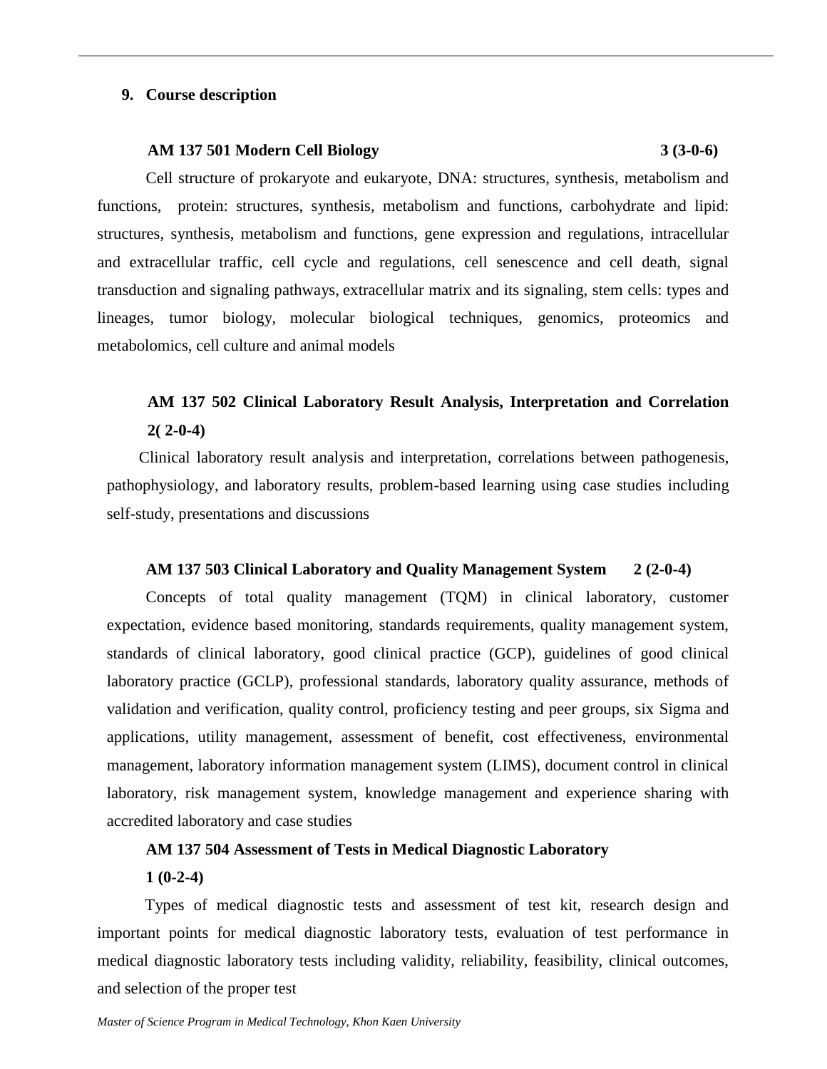## 9. Course description

**AM 137 501 Modern Cell Biology 3 (3-0-6)**

Cell structure of prokaryote and eukaryote, DNA: structures, synthesis, metabolism and functions, protein: structures, synthesis, metabolism and functions, carbohydrate and lipid: structures, synthesis, metabolism and functions, gene expression and regulations, intracellular and extracellular traffic, cell cycle and regulations, cell senescence and cell death, signal transduction and signaling pathways, extracellular matrix and its signaling, stem cells: types and lineages, tumor biology, molecular biological techniques, genomics, proteomics and metabolomics, cell culture and animal models

**AM 137 502 Clinical Laboratory Result Analysis, Interpretation and Correlation 2( 2-0-4)**

Clinical laboratory result analysis and interpretation, correlations between pathogenesis, pathophysiology, and laboratory results, problem-based learning using case studies including self-study, presentations and discussions

**AM 137 503 Clinical Laboratory and Quality Management System 2 (2-0-4)**

Concepts of total quality management (TQM) in clinical laboratory, customer expectation, evidence based monitoring, standards requirements, quality management system, standards of clinical laboratory, good clinical practice (GCP), guidelines of good clinical laboratory practice (GCLP), professional standards, laboratory quality assurance, methods of validation and verification, quality control, proficiency testing and peer groups, six Sigma and applications, utility management, assessment of benefit, cost effectiveness, environmental management, laboratory information management system (LIMS), document control in clinical laboratory, risk management system, knowledge management and experience sharing with accredited laboratory and case studies

**AM 137 504 Assessment of Tests in Medical Diagnostic Laboratory 1 (0-2-4)**

Types of medical diagnostic tests and assessment of test kit, research design and important points for medical diagnostic laboratory tests, evaluation of test performance in medical diagnostic laboratory tests including validity, reliability, feasibility, clinical outcomes, and selection of the proper test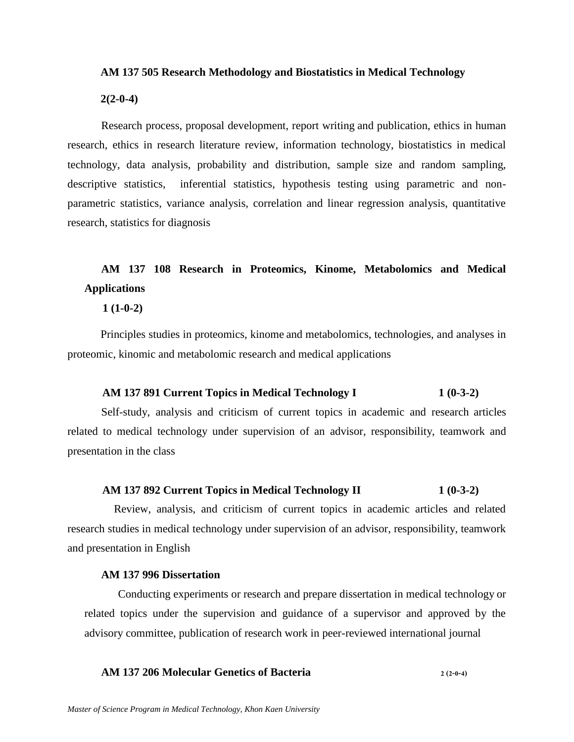**AM 137 505 Research Methodology and Biostatistics in Medical Technology**

**2(2-0-4)**

Research process, proposal development, report writing and publication, ethics in human research, ethics in research literature review, information technology, biostatistics in medical technology, data analysis, probability and distribution, sample size and random sampling, descriptive statistics, inferential statistics, hypothesis testing using parametric and non-parametric statistics, variance analysis, correlation and linear regression analysis, quantitative research, statistics for diagnosis

**AM 137 108 Research in Proteomics, Kinome, Metabolomics and Medical Applications**

**1 (1-0-2)**

Principles studies in proteomics, kinome and metabolomics, technologies, and analyses in proteomic, kinomic and metabolomic research and medical applications

**AM 137 891 Current Topics in Medical Technology I 1 (0-3-2)**

Self-study, analysis and criticism of current topics in academic and research articles related to medical technology under supervision of an advisor, responsibility, teamwork and presentation in the class

**AM 137 892 Current Topics in Medical Technology II 1 (0-3-2)**

Review, analysis, and criticism of current topics in academic articles and related research studies in medical technology under supervision of an advisor, responsibility, teamwork and presentation in English

**AM 137 996 Dissertation**

Conducting experiments or research and prepare dissertation in medical technology or related topics under the supervision and guidance of a supervisor and approved by the advisory committee, publication of research work in peer-reviewed international journal

**AM 137 206 Molecular Genetics of Bacteria 2 (2-0-4)**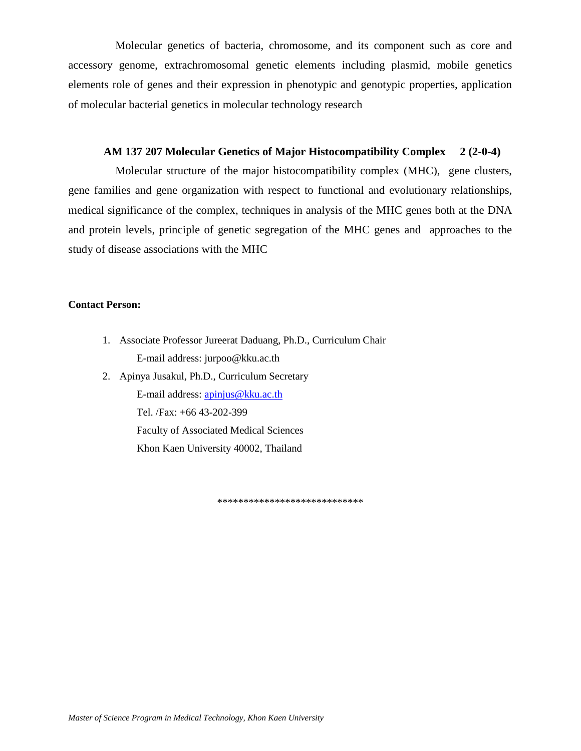Molecular genetics of bacteria, chromosome, and its component such as core and accessory genome, extrachromosomal genetic elements including plasmid, mobile genetics elements role of genes and their expression in phenotypic and genotypic properties, application of molecular bacterial genetics in molecular technology research

**AM 137 207 Molecular Genetics of Major Histocompatibility Complex 2 (2-0-4)**

Molecular structure of the major histocompatibility complex (MHC), gene clusters, gene families and gene organization with respect to functional and evolutionary relationships, medical significance of the complex, techniques in analysis of the MHC genes both at the DNA and protein levels, principle of genetic segregation of the MHC genes and approaches to the study of disease associations with the MHC

**Contact Person:**

1. Associate Professor Jureerat Daduang, Ph.D., Curriculum Chair
   E-mail address: jurpoo@kku.ac.th
2. Apinya Jusakul, Ph.D., Curriculum Secretary
   E-mail address: apinjus@kku.ac.th
   Tel. /Fax: +66 43-202-399
   Faculty of Associated Medical Sciences
   Khon Kaen University 40002, Thailand

***************************